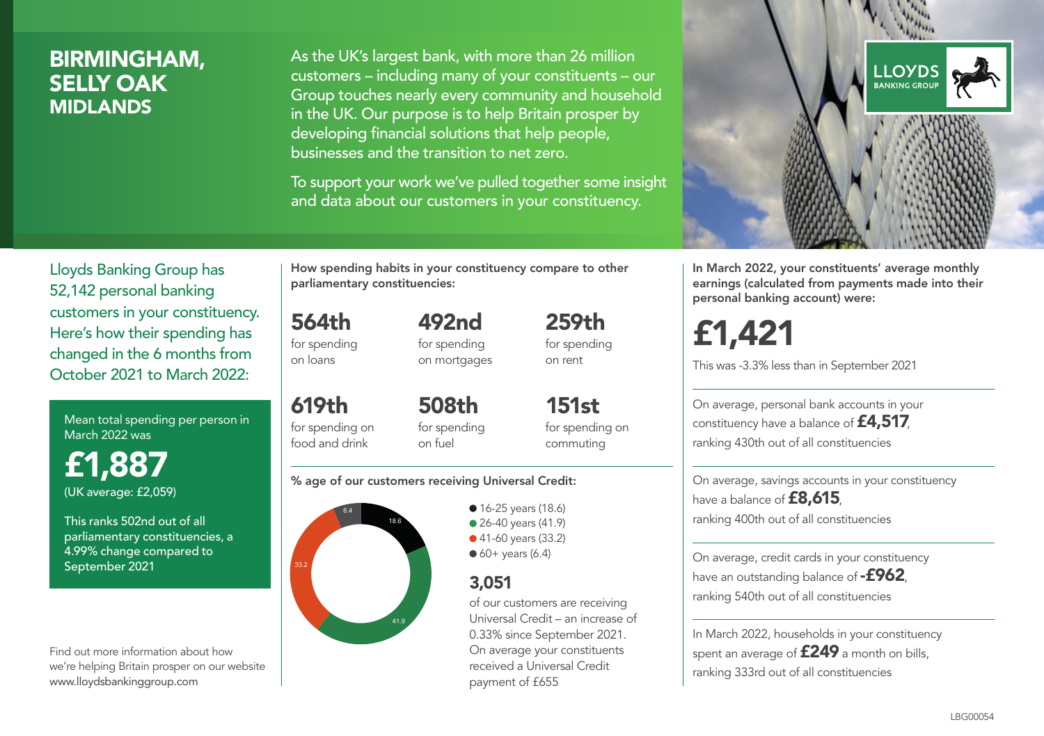# BIRMINGHAM, SELLY OAK
## MIDLANDS

As the UK's largest bank, with more than 26 million customers – including many of your constituents – our Group touches nearly every community and household in the UK. Our purpose is to help Britain prosper by developing financial solutions that help people, businesses and the transition to net zero.

To support your work we've pulled together some insight and data about our customers in your constituency.

LLOYDS BANKING GROUP

Lloyds Banking Group has 52,142 personal banking customers in your constituency. Here's how their spending has changed in the 6 months from October 2021 to March 2022:

Mean total spending per person in March 2022 was

**£1,887**
(UK average: £2,059)

This ranks 502nd out of all parliamentary constituencies, a 4.99% change compared to September 2021

Find out more information about how we're helping Britain prosper on our website www.lloydsbankinggroup.com

**How spending habits in your constituency compare to other parliamentary constituencies:**

**564th** for spending on loans

**492nd** for spending on mortgages

**259th** for spending on rent

**619th** for spending on food and drink

**508th** for spending on fuel

**151st** for spending on commuting

**% age of our customers receiving Universal Credit:**

- 16-25 years (18.6)
- 26-40 years (41.9)
- 41-60 years (33.2)
- 60+ years (6.4)

**3,051** of our customers are receiving Universal Credit – an increase of 0.33% since September 2021. On average your constituents received a Universal Credit payment of £655

**In March 2022, your constituents' average monthly earnings (calculated from payments made into their personal banking account) were:**

**£1,421**

This was -3.3% less than in September 2021

On average, personal bank accounts in your constituency have a balance of **£4,517**, ranking 430th out of all constituencies

On average, savings accounts in your constituency have a balance of **£8,615**, ranking 400th out of all constituencies

On average, credit cards in your constituency have an outstanding balance of **-£962**, ranking 540th out of all constituencies

In March 2022, households in your constituency spent an average of **£249** a month on bills, ranking 333rd out of all constituencies

LBG00054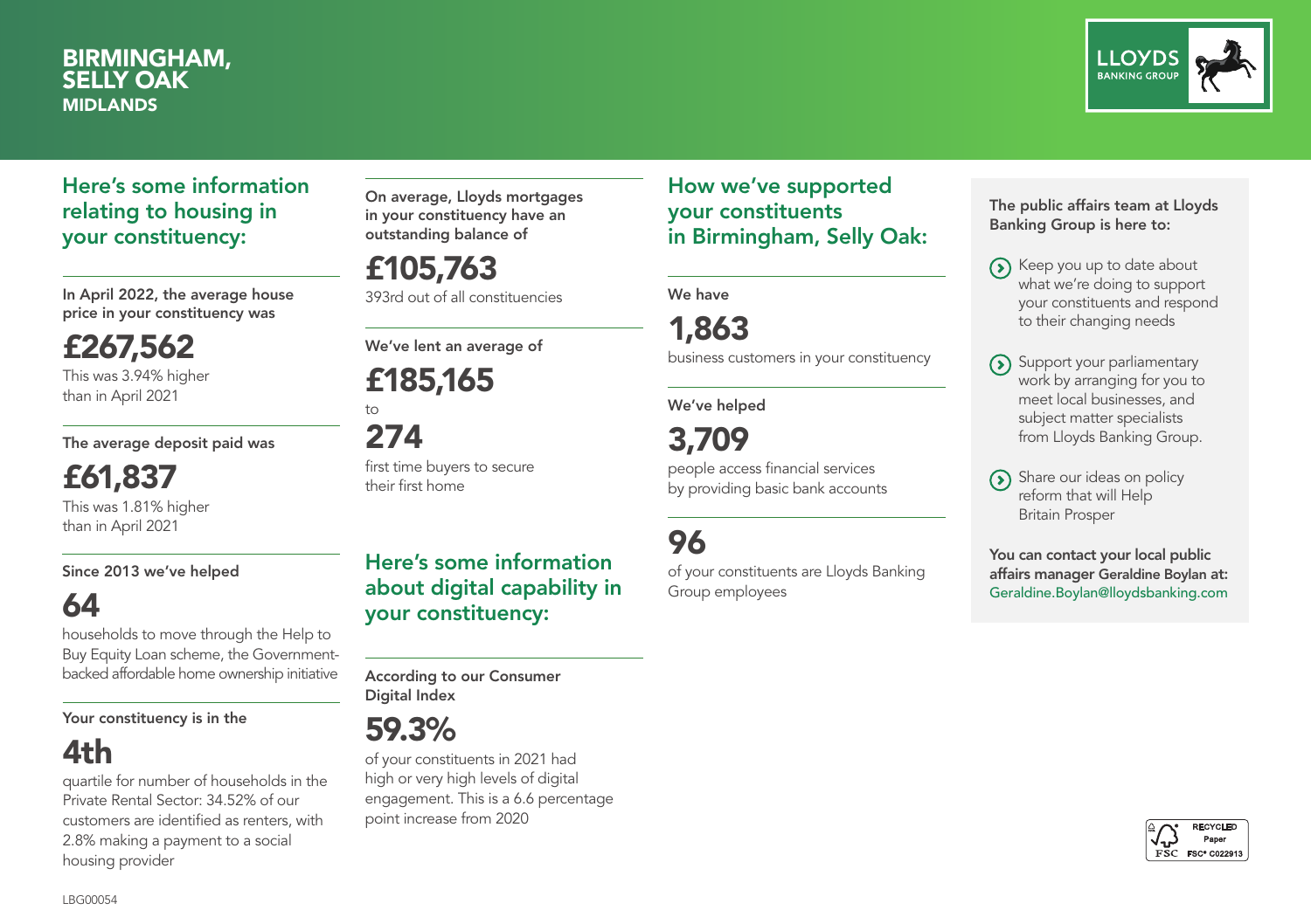# BIRMINGHAM, SELLY OAK
## MIDLANDS

LLOYDS BANKING GROUP

## Here's some information relating to housing in your constituency:

**In April 2022, the average house price in your constituency was**

**£267,562**

This was 3.94% higher than in April 2021

**The average deposit paid was**

**£61,837**

This was 1.81% higher than in April 2021

**Since 2013 we've helped**

**64**

households to move through the Help to Buy Equity Loan scheme, the Government-backed affordable home ownership initiative

**Your constituency is in the**

**4th**

quartile for number of households in the Private Rental Sector: 34.52% of our customers are identified as renters, with 2.8% making a payment to a social housing provider

**On average, Lloyds mortgages in your constituency have an outstanding balance of**

**£105,763**

393rd out of all constituencies

**We've lent an average of**

**£185,165**

to

**274**

first time buyers to secure their first home

## Here's some information about digital capability in your constituency:

**According to our Consumer Digital Index**

**59.3%**

of your constituents in 2021 had high or very high levels of digital engagement. This is a 6.6 percentage point increase from 2020

## How we've supported your constituents in Birmingham, Selly Oak:

**We have**

**1,863**

business customers in your constituency

**We've helped**

**3,709**

people access financial services by providing basic bank accounts

**96**

of your constituents are Lloyds Banking Group employees

**The public affairs team at Lloyds Banking Group is here to:**

- Keep you up to date about what we're doing to support your constituents and respond to their changing needs
- Support your parliamentary work by arranging for you to meet local businesses, and subject matter specialists from Lloyds Banking Group.
- Share our ideas on policy reform that will Help Britain Prosper

**You can contact your local public affairs manager Geraldine Boylan at:**
Geraldine.Boylan@lloydsbanking.com

RECYCLED Paper FSC® C022913

LBG00054